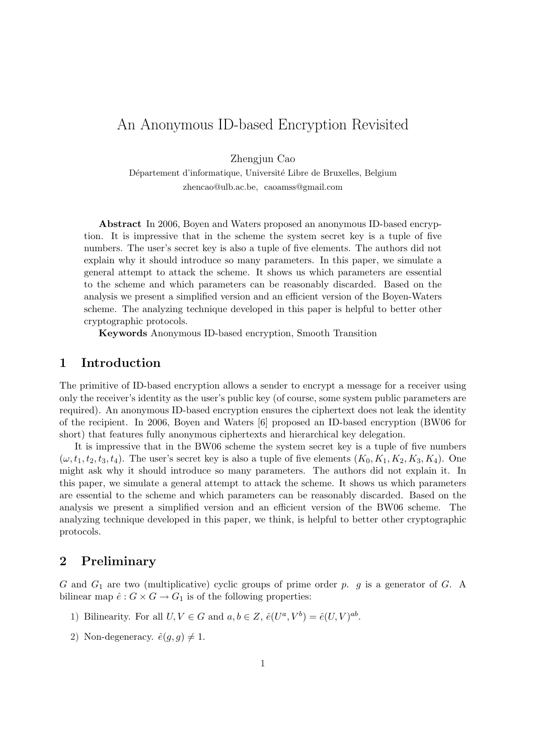# An Anonymous ID-based Encryption Revisited

Zhengjun Cao

Département d'informatique, Université Libre de Bruxelles, Belgium

zhencao@ulb.ac.be, caoamss@gmail.com

**Abstract** In 2006, Boyen and Waters proposed an anonymous ID-based encryption. It is impressive that in the scheme the system secret key is a tuple of five numbers. The user's secret key is also a tuple of five elements. The authors did not explain why it should introduce so many parameters. In this paper, we simulate a general attempt to attack the scheme. It shows us which parameters are essential to the scheme and which parameters can be reasonably discarded. Based on the analysis we present a simplified version and an efficient version of the Boyen-Waters scheme. The analyzing technique developed in this paper is helpful to better other cryptographic protocols.

**Keywords** Anonymous ID-based encryption, Smooth Transition

## 1 Introduction

The primitive of ID-based encryption allows a sender to encrypt a message for a receiver using only the receiver's identity as the user's public key (of course, some system public parameters are required). An anonymous ID-based encryption ensures the ciphertext does not leak the identity of the recipient. In 2006, Boyen and Waters [6] proposed an ID-based encryption (BW06 for short) that features fully anonymous ciphertexts and hierarchical key delegation.

It is impressive that in the BW06 scheme the system secret key is a tuple of five numbers $(\omega, t_1, t_2, t_3, t_4)$. The user's secret key is also a tuple of five elements $(K_0, K_1, K_2, K_3, K_4)$. One might ask why it should introduce so many parameters. The authors did not explain it. In this paper, we simulate a general attempt to attack the scheme. It shows us which parameters are essential to the scheme and which parameters can be reasonably discarded. Based on the analysis we present a simplified version and an efficient version of the BW06 scheme. The analyzing technique developed in this paper, we think, is helpful to better other cryptographic protocols.

## 2 Preliminary

$G$ and $G_1$ are two (multiplicative) cyclic groups of prime order $p$. $g$ is a generator of $G$. A bilinear map $\hat{e} : G \times G \to G_1$ is of the following properties:

1) Bilinearity. For all $U, V \in G$ and $a, b \in Z$, $\hat{e}(U^a, V^b) = \hat{e}(U, V)^{ab}$.

2) Non-degeneracy. $\hat{e}(g, g) \neq 1$.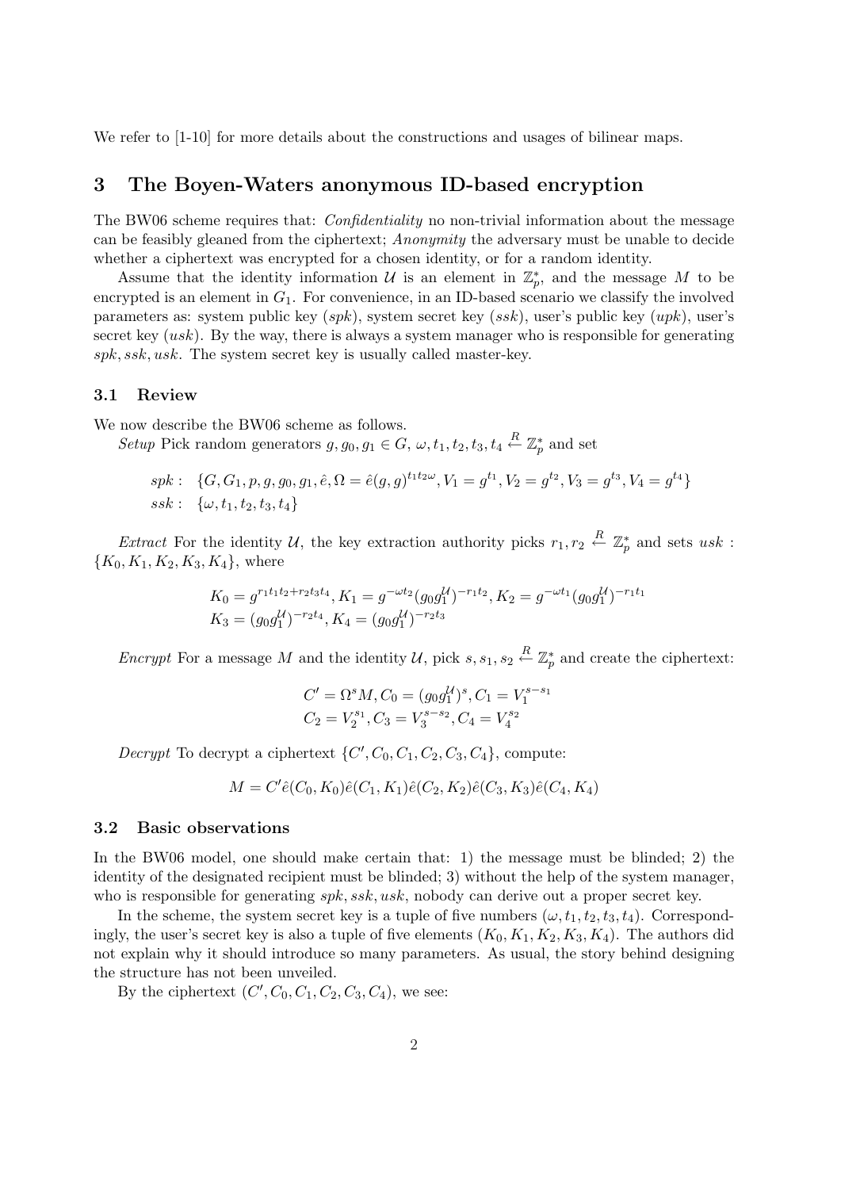We refer to [1-10] for more details about the constructions and usages of bilinear maps.

## 3 The Boyen-Waters anonymous ID-based encryption

The BW06 scheme requires that: *Confidentiality* no non-trivial information about the message can be feasibly gleaned from the ciphertext; *Anonymity* the adversary must be unable to decide whether a ciphertext was encrypted for a chosen identity, or for a random identity.

Assume that the identity information $\mathcal{U}$ is an element in $\mathbb{Z}_p^*$, and the message $M$ to be encrypted is an element in $G_1$. For convenience, in an ID-based scenario we classify the involved parameters as: system public key ($spk$), system secret key ($ssk$), user's public key ($upk$), user's secret key ($usk$). By the way, there is always a system manager who is responsible for generating $spk, ssk, usk$. The system secret key is usually called master-key.

### 3.1 Review

We now describe the BW06 scheme as follows.

*Setup* Pick random generators $g, g_0, g_1 \in G$, $\omega, t_1, t_2, t_3, t_4 \xleftarrow{R} \mathbb{Z}_p^*$ and set

$$
\begin{aligned}
spk &: \ \{G, G_1, p, g, g_0, g_1, \hat{e}, \Omega = \hat{e}(g,g)^{t_1 t_2 \omega}, V_1 = g^{t_1}, V_2 = g^{t_2}, V_3 = g^{t_3}, V_4 = g^{t_4}\} \\
ssk &: \ \{\omega, t_1, t_2, t_3, t_4\}
\end{aligned}
$$

*Extract* For the identity $\mathcal{U}$, the key extraction authority picks $r_1, r_2 \xleftarrow{R} \mathbb{Z}_p^*$ and sets $usk$ : $\{K_0, K_1, K_2, K_3, K_4\}$, where

$$
\begin{aligned}
&K_0 = g^{r_1 t_1 t_2 + r_2 t_3 t_4}, K_1 = g^{-\omega t_2}(g_0 g_1^{\mathcal{U}})^{-r_1 t_2}, K_2 = g^{-\omega t_1}(g_0 g_1^{\mathcal{U}})^{-r_1 t_1} \\
&K_3 = (g_0 g_1^{\mathcal{U}})^{-r_2 t_4}, K_4 = (g_0 g_1^{\mathcal{U}})^{-r_2 t_3}
\end{aligned}
$$

*Encrypt* For a message $M$ and the identity $\mathcal{U}$, pick $s, s_1, s_2 \xleftarrow{R} \mathbb{Z}_p^*$ and create the ciphertext:

$$
\begin{aligned}
&C' = \Omega^s M, C_0 = (g_0 g_1^{\mathcal{U}})^s, C_1 = V_1^{s - s_1} \\
&C_2 = V_2^{s_1}, C_3 = V_3^{s - s_2}, C_4 = V_4^{s_2}
\end{aligned}
$$

*Decrypt* To decrypt a ciphertext $\{C', C_0, C_1, C_2, C_3, C_4\}$, compute:

$$
M = C' \hat{e}(C_0, K_0) \hat{e}(C_1, K_1) \hat{e}(C_2, K_2) \hat{e}(C_3, K_3) \hat{e}(C_4, K_4)
$$

### 3.2 Basic observations

In the BW06 model, one should make certain that: 1) the message must be blinded; 2) the identity of the designated recipient must be blinded; 3) without the help of the system manager, who is responsible for generating $spk, ssk, usk$, nobody can derive out a proper secret key.

In the scheme, the system secret key is a tuple of five numbers $(\omega, t_1, t_2, t_3, t_4)$. Correspondingly, the user's secret key is also a tuple of five elements $(K_0, K_1, K_2, K_3, K_4)$. The authors did not explain why it should introduce so many parameters. As usual, the story behind designing the structure has not been unveiled.

By the ciphertext $(C', C_0, C_1, C_2, C_3, C_4)$, we see: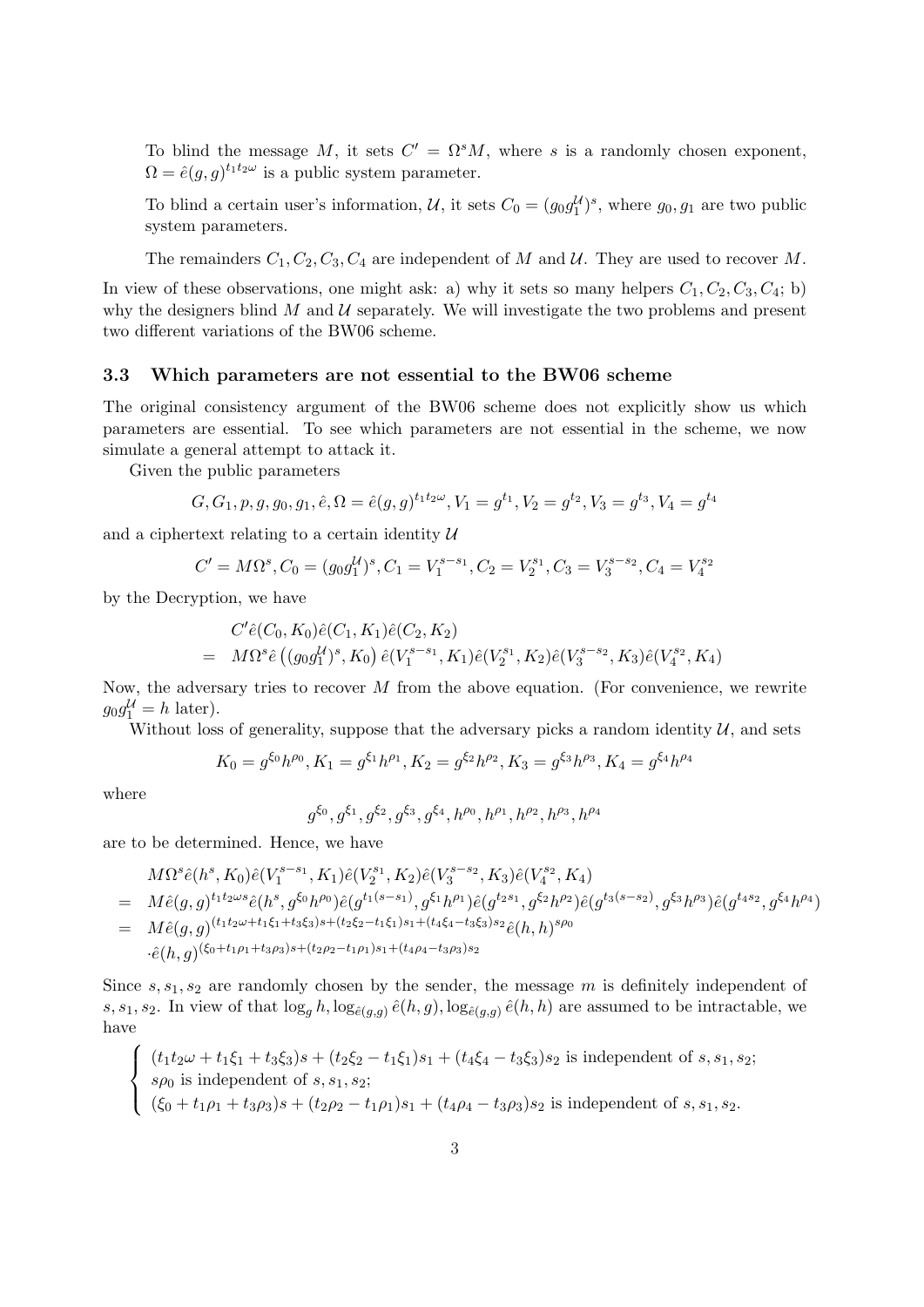To blind the message $M$, it sets $C' = \Omega^s M$, where $s$ is a randomly chosen exponent, $\Omega = \hat{e}(g,g)^{t_1 t_2 \omega}$ is a public system parameter.

To blind a certain user's information, $\mathcal{U}$, it sets $C_0 = (g_0 g_1^{\mathcal{U}})^s$, where $g_0, g_1$ are two public system parameters.

The remainders $C_1, C_2, C_3, C_4$ are independent of $M$ and $\mathcal{U}$. They are used to recover $M$.

In view of these observations, one might ask: a) why it sets so many helpers $C_1, C_2, C_3, C_4$; b) why the designers blind $M$ and $\mathcal{U}$ separately. We will investigate the two problems and present two different variations of the BW06 scheme.

### 3.3 Which parameters are not essential to the BW06 scheme

The original consistency argument of the BW06 scheme does not explicitly show us which parameters are essential. To see which parameters are not essential in the scheme, we now simulate a general attempt to attack it.

Given the public parameters

$$G, G_1, p, g, g_0, g_1, \hat{e}, \Omega = \hat{e}(g,g)^{t_1 t_2 \omega}, V_1 = g^{t_1}, V_2 = g^{t_2}, V_3 = g^{t_3}, V_4 = g^{t_4}$$

and a ciphertext relating to a certain identity $\mathcal{U}$

$$C' = M\Omega^s, C_0 = (g_0 g_1^{\mathcal{U}})^s, C_1 = V_1^{s-s_1}, C_2 = V_2^{s_1}, C_3 = V_3^{s-s_2}, C_4 = V_4^{s_2}$$

by the Decryption, we have

$$\begin{aligned}
& C'\hat{e}(C_0, K_0)\hat{e}(C_1, K_1)\hat{e}(C_2, K_2) \\
= \;& M\Omega^s \hat{e}\left((g_0 g_1^{\mathcal{U}})^s, K_0\right)\hat{e}(V_1^{s-s_1}, K_1)\hat{e}(V_2^{s_1}, K_2)\hat{e}(V_3^{s-s_2}, K_3)\hat{e}(V_4^{s_2}, K_4)
\end{aligned}$$

Now, the adversary tries to recover $M$ from the above equation. (For convenience, we rewrite $g_0 g_1^{\mathcal{U}} = h$ later).

Without loss of generality, suppose that the adversary picks a random identity $\mathcal{U}$, and sets

$$K_0 = g^{\xi_0} h^{\rho_0}, K_1 = g^{\xi_1} h^{\rho_1}, K_2 = g^{\xi_2} h^{\rho_2}, K_3 = g^{\xi_3} h^{\rho_3}, K_4 = g^{\xi_4} h^{\rho_4}$$

where

$$g^{\xi_0}, g^{\xi_1}, g^{\xi_2}, g^{\xi_3}, g^{\xi_4}, h^{\rho_0}, h^{\rho_1}, h^{\rho_2}, h^{\rho_3}, h^{\rho_4}$$

are to be determined. Hence, we have

$$\begin{aligned}
& M\Omega^s \hat{e}(h^s, K_0)\hat{e}(V_1^{s-s_1}, K_1)\hat{e}(V_2^{s_1}, K_2)\hat{e}(V_3^{s-s_2}, K_3)\hat{e}(V_4^{s_2}, K_4) \\
= \;& M\hat{e}(g,g)^{t_1 t_2 \omega s}\hat{e}(h^s, g^{\xi_0} h^{\rho_0})\hat{e}(g^{t_1(s-s_1)}, g^{\xi_1} h^{\rho_1})\hat{e}(g^{t_2 s_1}, g^{\xi_2} h^{\rho_2})\hat{e}(g^{t_3(s-s_2)}, g^{\xi_3} h^{\rho_3})\hat{e}(g^{t_4 s_2}, g^{\xi_4} h^{\rho_4}) \\
= \;& M\hat{e}(g,g)^{(t_1 t_2 \omega + t_1 \xi_1 + t_3 \xi_3)s + (t_2 \xi_2 - t_1 \xi_1)s_1 + (t_4 \xi_4 - t_3 \xi_3)s_2}\hat{e}(h,h)^{s\rho_0} \\
& \cdot \hat{e}(h,g)^{(\xi_0 + t_1 \rho_1 + t_3 \rho_3)s + (t_2 \rho_2 - t_1 \rho_1)s_1 + (t_4 \rho_4 - t_3 \rho_3)s_2}
\end{aligned}$$

Since $s, s_1, s_2$ are randomly chosen by the sender, the message $m$ is definitely independent of $s, s_1, s_2$. In view of that $\log_g h, \log_{\hat{e}(g,g)} \hat{e}(h,g), \log_{\hat{e}(g,g)} \hat{e}(h,h)$ are assumed to be intractable, we have

$$\begin{cases}
(t_1 t_2 \omega + t_1 \xi_1 + t_3 \xi_3)s + (t_2 \xi_2 - t_1 \xi_1)s_1 + (t_4 \xi_4 - t_3 \xi_3)s_2 \text{ is independent of } s, s_1, s_2; \\
s\rho_0 \text{ is independent of } s, s_1, s_2; \\
(\xi_0 + t_1 \rho_1 + t_3 \rho_3)s + (t_2 \rho_2 - t_1 \rho_1)s_1 + (t_4 \rho_4 - t_3 \rho_3)s_2 \text{ is independent of } s, s_1, s_2.
\end{cases}$$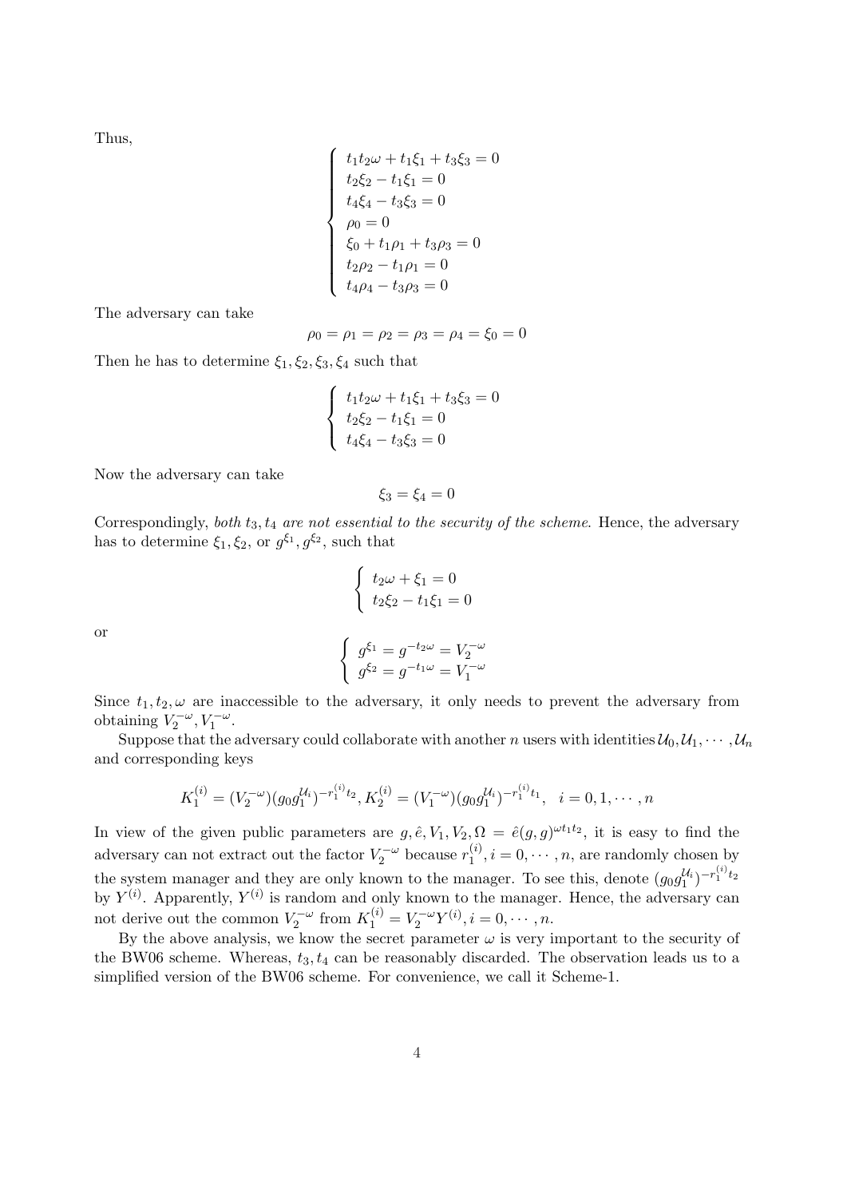Thus,

$$\begin{cases} t_1t_2\omega + t_1\xi_1 + t_3\xi_3 = 0 \\ t_2\xi_2 - t_1\xi_1 = 0 \\ t_4\xi_4 - t_3\xi_3 = 0 \\ \rho_0 = 0 \\ \xi_0 + t_1\rho_1 + t_3\rho_3 = 0 \\ t_2\rho_2 - t_1\rho_1 = 0 \\ t_4\rho_4 - t_3\rho_3 = 0 \end{cases}$$

The adversary can take

$$\rho_0 = \rho_1 = \rho_2 = \rho_3 = \rho_4 = \xi_0 = 0$$

Then he has to determine $\xi_1, \xi_2, \xi_3, \xi_4$ such that

$$\begin{cases} t_1t_2\omega + t_1\xi_1 + t_3\xi_3 = 0 \\ t_2\xi_2 - t_1\xi_1 = 0 \\ t_4\xi_4 - t_3\xi_3 = 0 \end{cases}$$

Now the adversary can take

$$\xi_3 = \xi_4 = 0$$

Correspondingly, *both $t_3, t_4$ are not essential to the security of the scheme*. Hence, the adversary has to determine $\xi_1, \xi_2$, or $g^{\xi_1}, g^{\xi_2}$, such that

$$\begin{cases} t_2\omega + \xi_1 = 0 \\ t_2\xi_2 - t_1\xi_1 = 0 \end{cases}$$

or

$$\begin{cases} g^{\xi_1} = g^{-t_2\omega} = V_2^{-\omega} \\ g^{\xi_2} = g^{-t_1\omega} = V_1^{-\omega} \end{cases}$$

Since $t_1, t_2, \omega$ are inaccessible to the adversary, it only needs to prevent the adversary from obtaining $V_2^{-\omega}, V_1^{-\omega}$.

Suppose that the adversary could collaborate with another $n$ users with identities $\mathcal{U}_0, \mathcal{U}_1, \cdots, \mathcal{U}_n$ and corresponding keys

$$K_1^{(i)} = (V_2^{-\omega})(g_0 g_1^{\mathcal{U}_i})^{-r_1^{(i)}t_2}, K_2^{(i)} = (V_1^{-\omega})(g_0 g_1^{\mathcal{U}_i})^{-r_1^{(i)}t_1}, \quad i = 0, 1, \cdots, n$$

In view of the given public parameters are $g, \hat{e}, V_1, V_2, \Omega = \hat{e}(g, g)^{\omega t_1 t_2}$, it is easy to find the adversary can not extract out the factor $V_2^{-\omega}$ because $r_1^{(i)}, i = 0, \cdots, n$, are randomly chosen by the system manager and they are only known to the manager. To see this, denote $(g_0 g_1^{\mathcal{U}_i})^{-r_1^{(i)}t_2}$ by $Y^{(i)}$. Apparently, $Y^{(i)}$ is random and only known to the manager. Hence, the adversary can not derive out the common $V_2^{-\omega}$ from $K_1^{(i)} = V_2^{-\omega}Y^{(i)}, i = 0, \cdots, n$.

By the above analysis, we know the secret parameter $\omega$ is very important to the security of the BW06 scheme. Whereas, $t_3, t_4$ can be reasonably discarded. The observation leads us to a simplified version of the BW06 scheme. For convenience, we call it Scheme-1.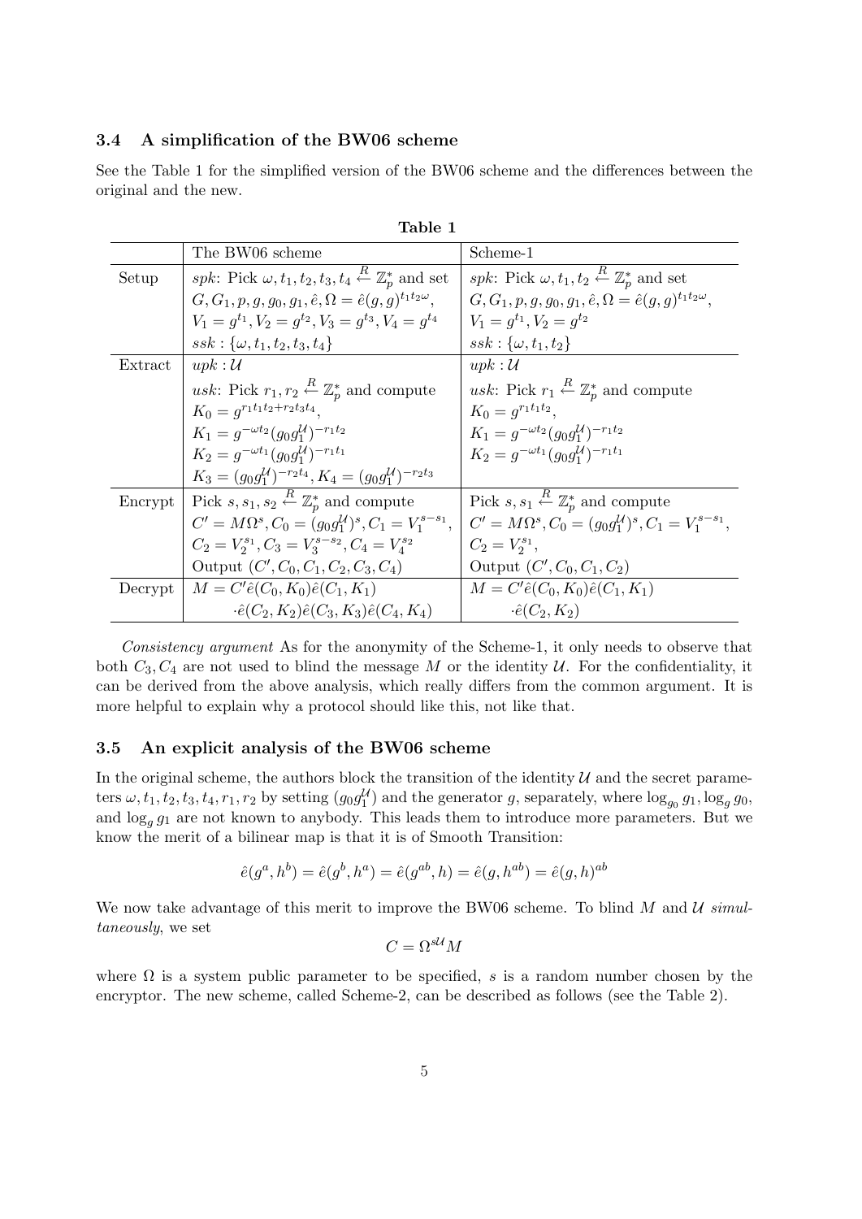### 3.4 A simplification of the BW06 scheme

See the Table 1 for the simplified version of the BW06 scheme and the differences between the original and the new.

**Table 1**

| | The BW06 scheme | Scheme-1 |
|---|---|---|
| Setup | *spk*: Pick $\omega, t_1, t_2, t_3, t_4 \xleftarrow{R} \mathbb{Z}_p^*$ and set $G, G_1, p, g, g_0, g_1, \hat{e}, \Omega = \hat{e}(g,g)^{t_1 t_2 \omega}$, $V_1 = g^{t_1}, V_2 = g^{t_2}, V_3 = g^{t_3}, V_4 = g^{t_4}$ $ssk : \{\omega, t_1, t_2, t_3, t_4\}$ | *spk*: Pick $\omega, t_1, t_2 \xleftarrow{R} \mathbb{Z}_p^*$ and set $G, G_1, p, g, g_0, g_1, \hat{e}, \Omega = \hat{e}(g,g)^{t_1 t_2 \omega}$, $V_1 = g^{t_1}, V_2 = g^{t_2}$ $ssk : \{\omega, t_1, t_2\}$ |
| Extract | $upk : \mathcal{U}$ *usk*: Pick $r_1, r_2 \xleftarrow{R} \mathbb{Z}_p^*$ and compute $K_0 = g^{r_1 t_1 t_2 + r_2 t_3 t_4}$, $K_1 = g^{-\omega t_2}(g_0 g_1^{\mathcal{U}})^{-r_1 t_2}$ $K_2 = g^{-\omega t_1}(g_0 g_1^{\mathcal{U}})^{-r_1 t_1}$ $K_3 = (g_0 g_1^{\mathcal{U}})^{-r_2 t_4}, K_4 = (g_0 g_1^{\mathcal{U}})^{-r_2 t_3}$ | $upk : \mathcal{U}$ *usk*: Pick $r_1 \xleftarrow{R} \mathbb{Z}_p^*$ and compute $K_0 = g^{r_1 t_1 t_2}$, $K_1 = g^{-\omega t_2}(g_0 g_1^{\mathcal{U}})^{-r_1 t_2}$ $K_2 = g^{-\omega t_1}(g_0 g_1^{\mathcal{U}})^{-r_1 t_1}$ |
| Encrypt | Pick $s, s_1, s_2 \xleftarrow{R} \mathbb{Z}_p^*$ and compute $C' = M\Omega^s, C_0 = (g_0 g_1^{\mathcal{U}})^s, C_1 = V_1^{s-s_1}$, $C_2 = V_2^{s_1}, C_3 = V_3^{s-s_2}, C_4 = V_4^{s_2}$ Output $(C', C_0, C_1, C_2, C_3, C_4)$ | Pick $s, s_1 \xleftarrow{R} \mathbb{Z}_p^*$ and compute $C' = M\Omega^s, C_0 = (g_0 g_1^{\mathcal{U}})^s, C_1 = V_1^{s-s_1}$, $C_2 = V_2^{s_1}$, Output $(C', C_0, C_1, C_2)$ |
| Decrypt | $M = C'\hat{e}(C_0, K_0)\hat{e}(C_1, K_1)$ $\cdot\hat{e}(C_2, K_2)\hat{e}(C_3, K_3)\hat{e}(C_4, K_4)$ | $M = C'\hat{e}(C_0, K_0)\hat{e}(C_1, K_1)$ $\cdot\hat{e}(C_2, K_2)$ |

*Consistency argument* As for the anonymity of the Scheme-1, it only needs to observe that both $C_3, C_4$ are not used to blind the message $M$ or the identity $\mathcal{U}$. For the confidentiality, it can be derived from the above analysis, which really differs from the common argument. It is more helpful to explain why a protocol should like this, not like that.

### 3.5 An explicit analysis of the BW06 scheme

In the original scheme, the authors block the transition of the identity $\mathcal{U}$ and the secret parameters $\omega, t_1, t_2, t_3, t_4, r_1, r_2$ by setting $(g_0 g_1^{\mathcal{U}})$ and the generator $g$, separately, where $\log_{g_0} g_1, \log_g g_0$, and $\log_g g_1$ are not known to anybody. This leads them to introduce more parameters. But we know the merit of a bilinear map is that it is of Smooth Transition:

$$\hat{e}(g^a, h^b) = \hat{e}(g^b, h^a) = \hat{e}(g^{ab}, h) = \hat{e}(g, h^{ab}) = \hat{e}(g, h)^{ab}$$

We now take advantage of this merit to improve the BW06 scheme. To blind $M$ and $\mathcal{U}$ *simultaneously*, we set

$$C = \Omega^{s\mathcal{U}} M$$

where $\Omega$ is a system public parameter to be specified, $s$ is a random number chosen by the encryptor. The new scheme, called Scheme-2, can be described as follows (see the Table 2).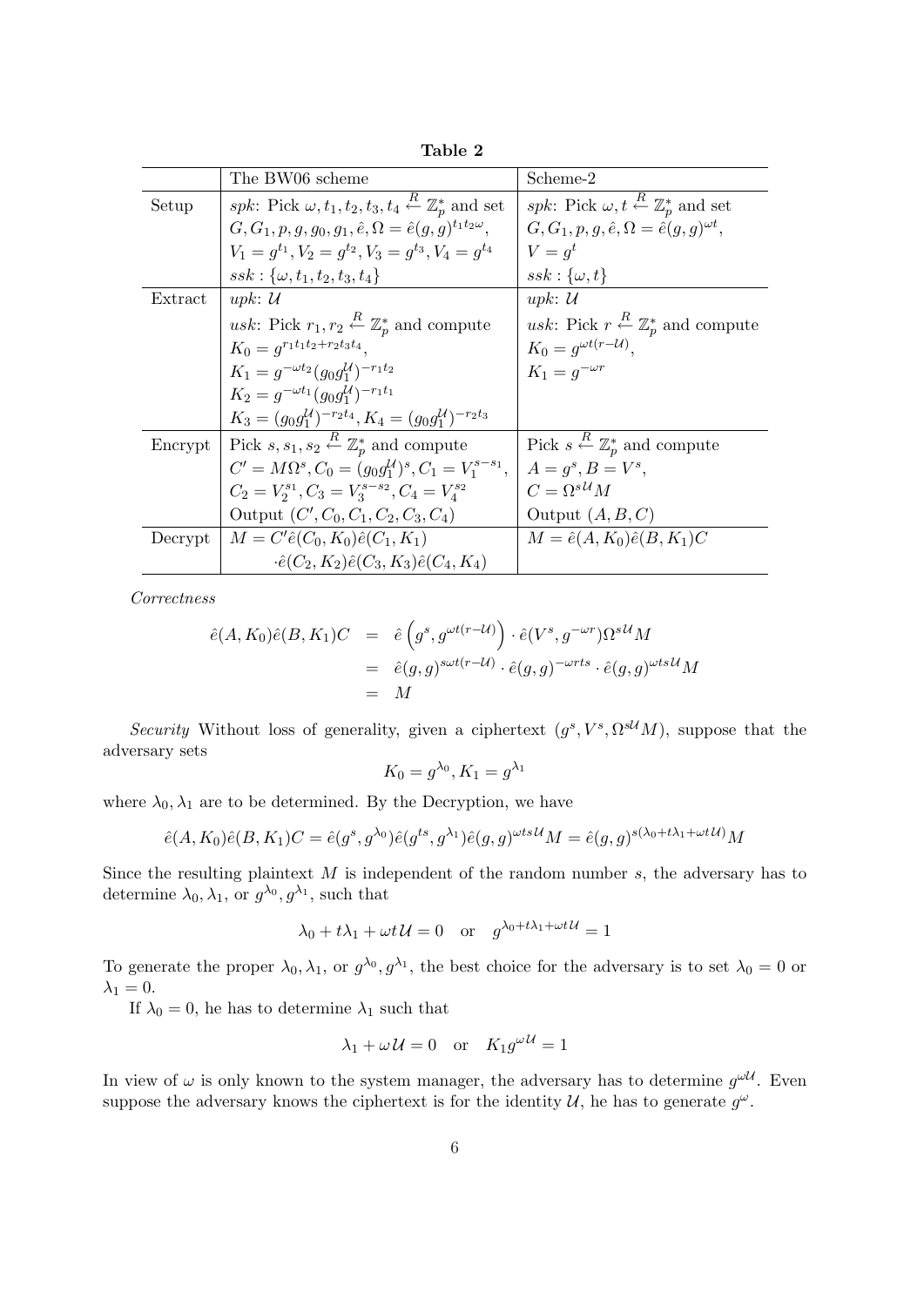**Table 2**

| | The BW06 scheme | Scheme-2 |
|---|---|---|
| Setup | *spk*: Pick $\omega, t_1, t_2, t_3, t_4 \xleftarrow{R} \mathbb{Z}_p^*$ and set $G, G_1, p, g, g_0, g_1, \hat{e}, \Omega = \hat{e}(g,g)^{t_1 t_2 \omega}$, $V_1 = g^{t_1}, V_2 = g^{t_2}, V_3 = g^{t_3}, V_4 = g^{t_4}$ $ssk : \{\omega, t_1, t_2, t_3, t_4\}$ | *spk*: Pick $\omega, t \xleftarrow{R} \mathbb{Z}_p^*$ and set $G, G_1, p, g, \hat{e}, \Omega = \hat{e}(g,g)^{\omega t}$, $V = g^t$ $ssk : \{\omega, t\}$ |
| Extract | *upk*: $\mathcal{U}$ *usk*: Pick $r_1, r_2 \xleftarrow{R} \mathbb{Z}_p^*$ and compute $K_0 = g^{r_1 t_1 t_2 + r_2 t_3 t_4}$, $K_1 = g^{-\omega t_2}(g_0 g_1^{\mathcal{U}})^{-r_1 t_2}$ $K_2 = g^{-\omega t_1}(g_0 g_1^{\mathcal{U}})^{-r_1 t_1}$ $K_3 = (g_0 g_1^{\mathcal{U}})^{-r_2 t_4}, K_4 = (g_0 g_1^{\mathcal{U}})^{-r_2 t_3}$ | *upk*: $\mathcal{U}$ *usk*: Pick $r \xleftarrow{R} \mathbb{Z}_p^*$ and compute $K_0 = g^{\omega t(r - \mathcal{U})}$, $K_1 = g^{-\omega r}$ |
| Encrypt | Pick $s, s_1, s_2 \xleftarrow{R} \mathbb{Z}_p^*$ and compute $C' = M\Omega^s, C_0 = (g_0 g_1^{\mathcal{U}})^s, C_1 = V_1^{s-s_1}$, $C_2 = V_2^{s_1}, C_3 = V_3^{s-s_2}, C_4 = V_4^{s_2}$ Output $(C', C_0, C_1, C_2, C_3, C_4)$ | Pick $s \xleftarrow{R} \mathbb{Z}_p^*$ and compute $A = g^s, B = V^s$, $C = \Omega^{s\mathcal{U}} M$ Output $(A, B, C)$ |
| Decrypt | $M = C'\hat{e}(C_0, K_0)\hat{e}(C_1, K_1)$ $\cdot \hat{e}(C_2, K_2)\hat{e}(C_3, K_3)\hat{e}(C_4, K_4)$ | $M = \hat{e}(A, K_0)\hat{e}(B, K_1)C$ |

*Correctness*

$$
\begin{aligned}
\hat{e}(A, K_0)\hat{e}(B, K_1)C &= \hat{e}\left(g^s, g^{\omega t(r-\mathcal{U})}\right) \cdot \hat{e}(V^s, g^{-\omega r})\Omega^{s\mathcal{U}} M \\
&= \hat{e}(g,g)^{s\omega t(r-\mathcal{U})} \cdot \hat{e}(g,g)^{-\omega r t s} \cdot \hat{e}(g,g)^{\omega t s \mathcal{U}} M \\
&= M
\end{aligned}
$$

*Security* Without loss of generality, given a ciphertext $(g^s, V^s, \Omega^{s\mathcal{U}} M)$, suppose that the adversary sets

$$K_0 = g^{\lambda_0}, K_1 = g^{\lambda_1}$$

where $\lambda_0, \lambda_1$ are to be determined. By the Decryption, we have

$$\hat{e}(A, K_0)\hat{e}(B, K_1)C = \hat{e}(g^s, g^{\lambda_0})\hat{e}(g^{ts}, g^{\lambda_1})\hat{e}(g,g)^{\omega t s \mathcal{U}} M = \hat{e}(g,g)^{s(\lambda_0 + t\lambda_1 + \omega t \mathcal{U})} M$$

Since the resulting plaintext $M$ is independent of the random number $s$, the adversary has to determine $\lambda_0, \lambda_1$, or $g^{\lambda_0}, g^{\lambda_1}$, such that

$$\lambda_0 + t\lambda_1 + \omega t \mathcal{U} = 0 \quad \text{or} \quad g^{\lambda_0 + t\lambda_1 + \omega t \mathcal{U}} = 1$$

To generate the proper $\lambda_0, \lambda_1$, or $g^{\lambda_0}, g^{\lambda_1}$, the best choice for the adversary is to set $\lambda_0 = 0$ or $\lambda_1 = 0$.

If $\lambda_0 = 0$, he has to determine $\lambda_1$ such that

$$\lambda_1 + \omega \mathcal{U} = 0 \quad \text{or} \quad K_1 g^{\omega \mathcal{U}} = 1$$

In view of $\omega$ is only known to the system manager, the adversary has to determine $g^{\omega \mathcal{U}}$. Even suppose the adversary knows the ciphertext is for the identity $\mathcal{U}$, he has to generate $g^{\omega}$.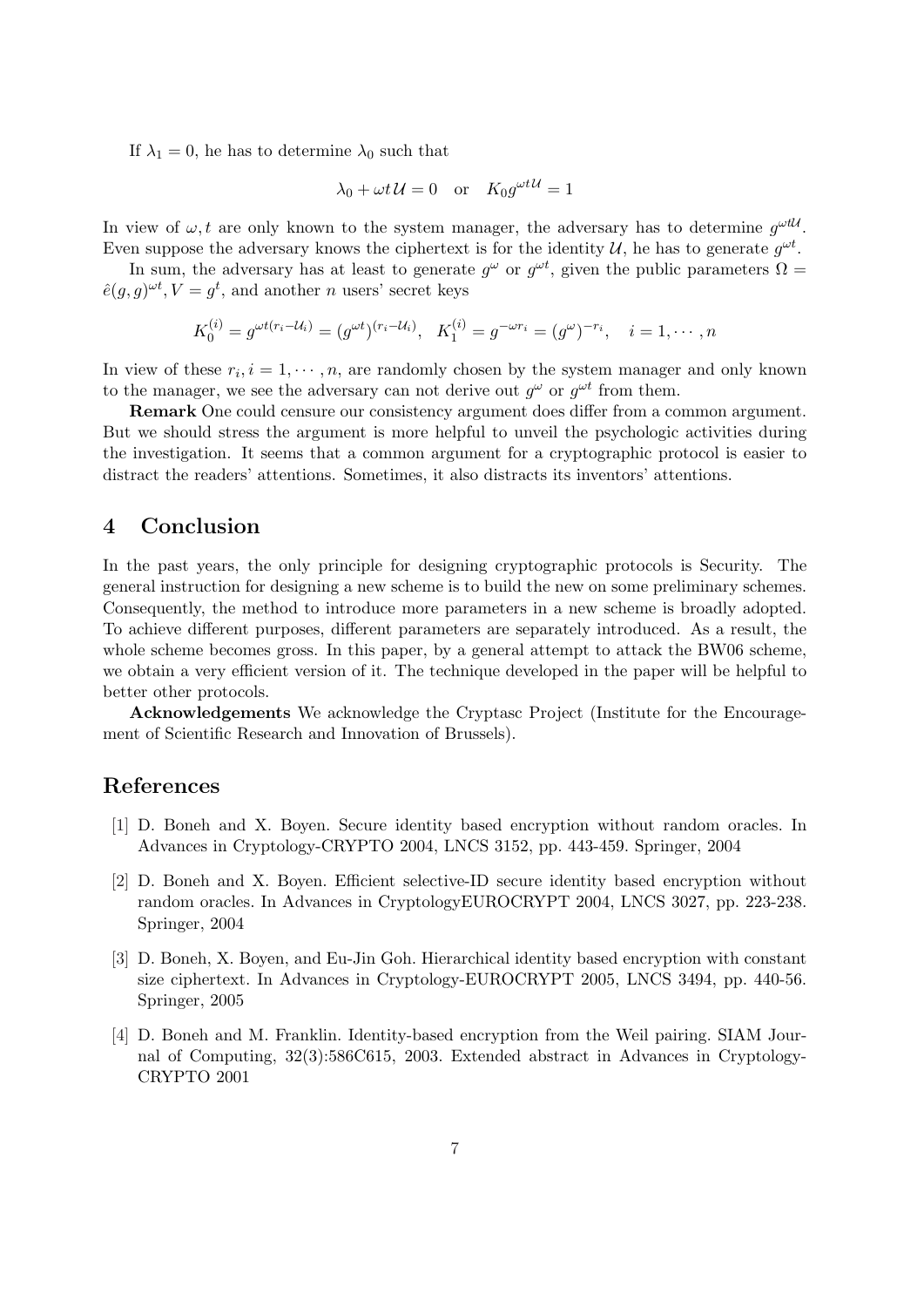If $\lambda_1 = 0$, he has to determine $\lambda_0$ such that

$$\lambda_0 + \omega t \mathcal{U} = 0 \quad \text{or} \quad K_0 g^{\omega t \mathcal{U}} = 1$$

In view of $\omega, t$ are only known to the system manager, the adversary has to determine $g^{\omega t \mathcal{U}}$. Even suppose the adversary knows the ciphertext is for the identity $\mathcal{U}$, he has to generate $g^{\omega t}$.

In sum, the adversary has at least to generate $g^{\omega}$ or $g^{\omega t}$, given the public parameters $\Omega = \hat{e}(g,g)^{\omega t}, V = g^t$, and another $n$ users' secret keys

$$K_0^{(i)} = g^{\omega t(r_i - \mathcal{U}_i)} = (g^{\omega t})^{(r_i - \mathcal{U}_i)}, \quad K_1^{(i)} = g^{-\omega r_i} = (g^{\omega})^{-r_i}, \quad i = 1, \cdots, n$$

In view of these $r_i, i = 1, \cdots, n$, are randomly chosen by the system manager and only known to the manager, we see the adversary can not derive out $g^{\omega}$ or $g^{\omega t}$ from them.

**Remark** One could censure our consistency argument does differ from a common argument. But we should stress the argument is more helpful to unveil the psychologic activities during the investigation. It seems that a common argument for a cryptographic protocol is easier to distract the readers' attentions. Sometimes, it also distracts its inventors' attentions.

## 4 Conclusion

In the past years, the only principle for designing cryptographic protocols is Security. The general instruction for designing a new scheme is to build the new on some preliminary schemes. Consequently, the method to introduce more parameters in a new scheme is broadly adopted. To achieve different purposes, different parameters are separately introduced. As a result, the whole scheme becomes gross. In this paper, by a general attempt to attack the BW06 scheme, we obtain a very efficient version of it. The technique developed in the paper will be helpful to better other protocols.

**Acknowledgements** We acknowledge the Cryptasc Project (Institute for the Encouragement of Scientific Research and Innovation of Brussels).

## References

[1] D. Boneh and X. Boyen. Secure identity based encryption without random oracles. In Advances in Cryptology-CRYPTO 2004, LNCS 3152, pp. 443-459. Springer, 2004

[2] D. Boneh and X. Boyen. Efficient selective-ID secure identity based encryption without random oracles. In Advances in CryptologyEUROCRYPT 2004, LNCS 3027, pp. 223-238. Springer, 2004

[3] D. Boneh, X. Boyen, and Eu-Jin Goh. Hierarchical identity based encryption with constant size ciphertext. In Advances in Cryptology-EUROCRYPT 2005, LNCS 3494, pp. 440-56. Springer, 2005

[4] D. Boneh and M. Franklin. Identity-based encryption from the Weil pairing. SIAM Journal of Computing, 32(3):586C615, 2003. Extended abstract in Advances in Cryptology-CRYPTO 2001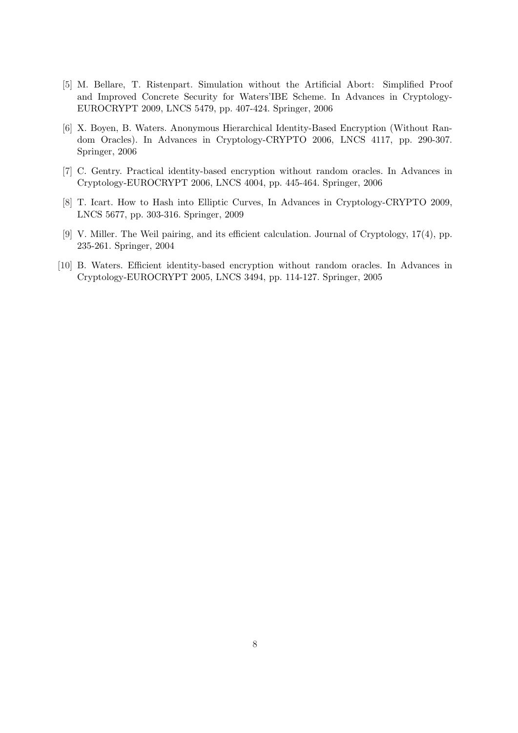[5] M. Bellare, T. Ristenpart. Simulation without the Artificial Abort: Simplified Proof and Improved Concrete Security for Waters'IBE Scheme. In Advances in Cryptology-EUROCRYPT 2009, LNCS 5479, pp. 407-424. Springer, 2006

[6] X. Boyen, B. Waters. Anonymous Hierarchical Identity-Based Encryption (Without Random Oracles). In Advances in Cryptology-CRYPTO 2006, LNCS 4117, pp. 290-307. Springer, 2006

[7] C. Gentry. Practical identity-based encryption without random oracles. In Advances in Cryptology-EUROCRYPT 2006, LNCS 4004, pp. 445-464. Springer, 2006

[8] T. Icart. How to Hash into Elliptic Curves, In Advances in Cryptology-CRYPTO 2009, LNCS 5677, pp. 303-316. Springer, 2009

[9] V. Miller. The Weil pairing, and its efficient calculation. Journal of Cryptology, 17(4), pp. 235-261. Springer, 2004

[10] B. Waters. Efficient identity-based encryption without random oracles. In Advances in Cryptology-EUROCRYPT 2005, LNCS 3494, pp. 114-127. Springer, 2005